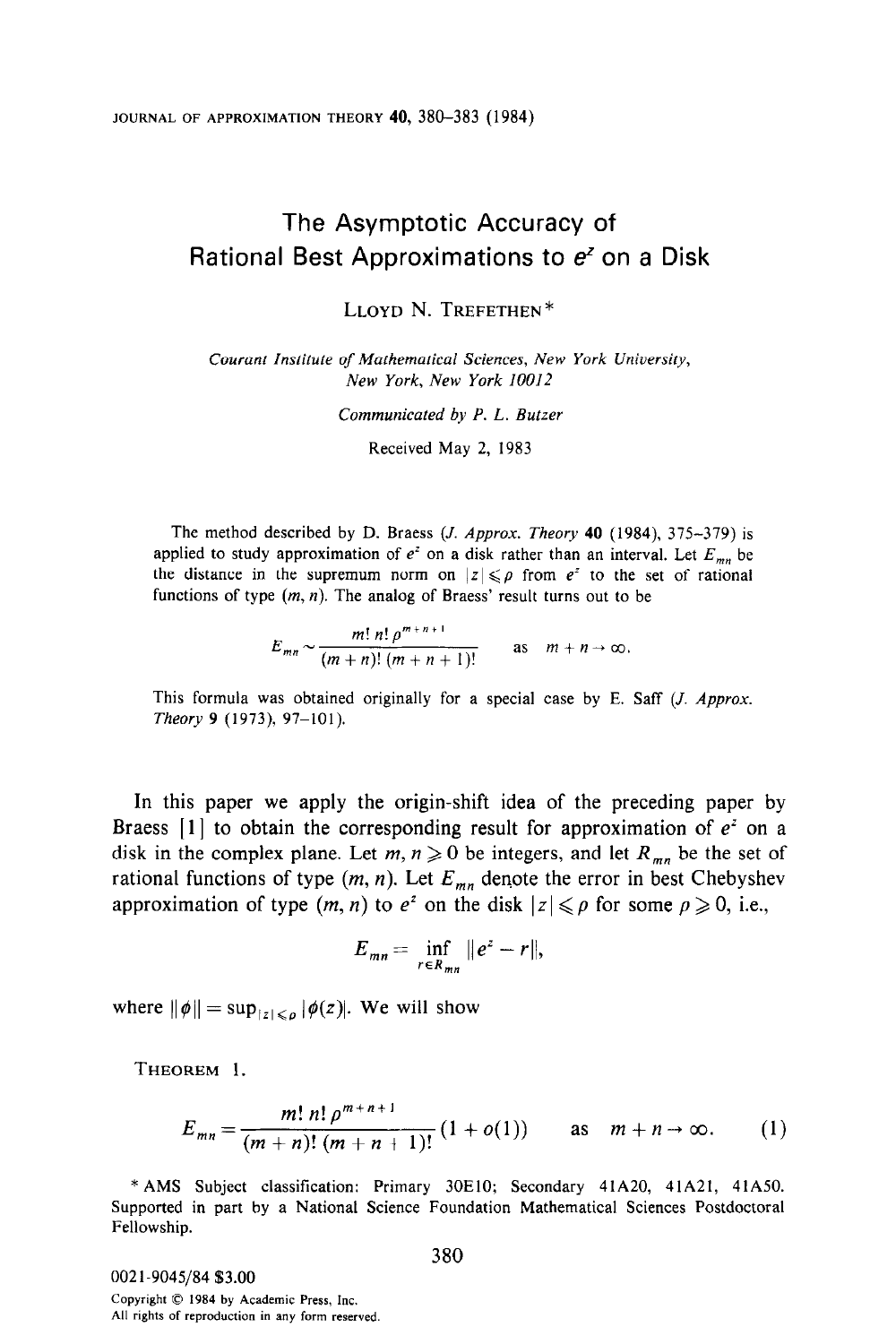# The Asymptotic Accuracy of Rational Best Approximations to $e^z$ on a Disk

LLOYD N. TREFETHEN*

*Courant Institute of Mathematical Sciences, New York University, New York, New York 10012*

*Communicated by P. L. Butzer*

Received May 2, 1983

The method described by D. Braess (*J. Approx. Theory* 40 (1984), 375–379) is applied to study approximation of $e^z$ on a disk rather than an interval. Let $E_{mn}$ be the distance in the supremum norm on $|z| \leqslant \rho$ from $e^z$ to the set of rational functions of type $(m, n)$. The analog of Braess' result turns out to be

$$E_{mn} \sim \frac{m!\, n!\, \rho^{m+n+1}}{(m+n)!\, (m+n+1)!} \qquad \text{as} \quad m+n \to \infty.$$

This formula was obtained originally for a special case by E. Saff (*J. Approx. Theory* 9 (1973), 97–101).

In this paper we apply the origin-shift idea of the preceding paper by Braess [1] to obtain the corresponding result for approximation of $e^z$ on a disk in the complex plane. Let $m, n \geqslant 0$ be integers, and let $R_{mn}$ be the set of rational functions of type $(m, n)$. Let $E_{mn}$ denote the error in best Chebyshev approximation of type $(m, n)$ to $e^z$ on the disk $|z| \leqslant \rho$ for some $\rho \geqslant 0$, i.e.,

$$E_{mn} = \inf_{r \in R_{mn}} \| e^z - r \|,$$

where $\|\phi\| = \sup_{|z| \leqslant \rho} |\phi(z)|$. We will show

THEOREM 1.

$$E_{mn} = \frac{m!\, n!\, \rho^{m+n+1}}{(m+n)!\, (m+n+1)!} (1 + o(1)) \qquad \text{as} \quad m+n \to \infty. \tag{1}$$

\* AMS Subject classification: Primary 30E10; Secondary 41A20, 41A21, 41A50. Supported in part by a National Science Foundation Mathematical Sciences Postdoctoral Fellowship.

0021-9045/84 $3.00

Copyright © 1984 by Academic Press, Inc.
All rights of reproduction in any form reserved.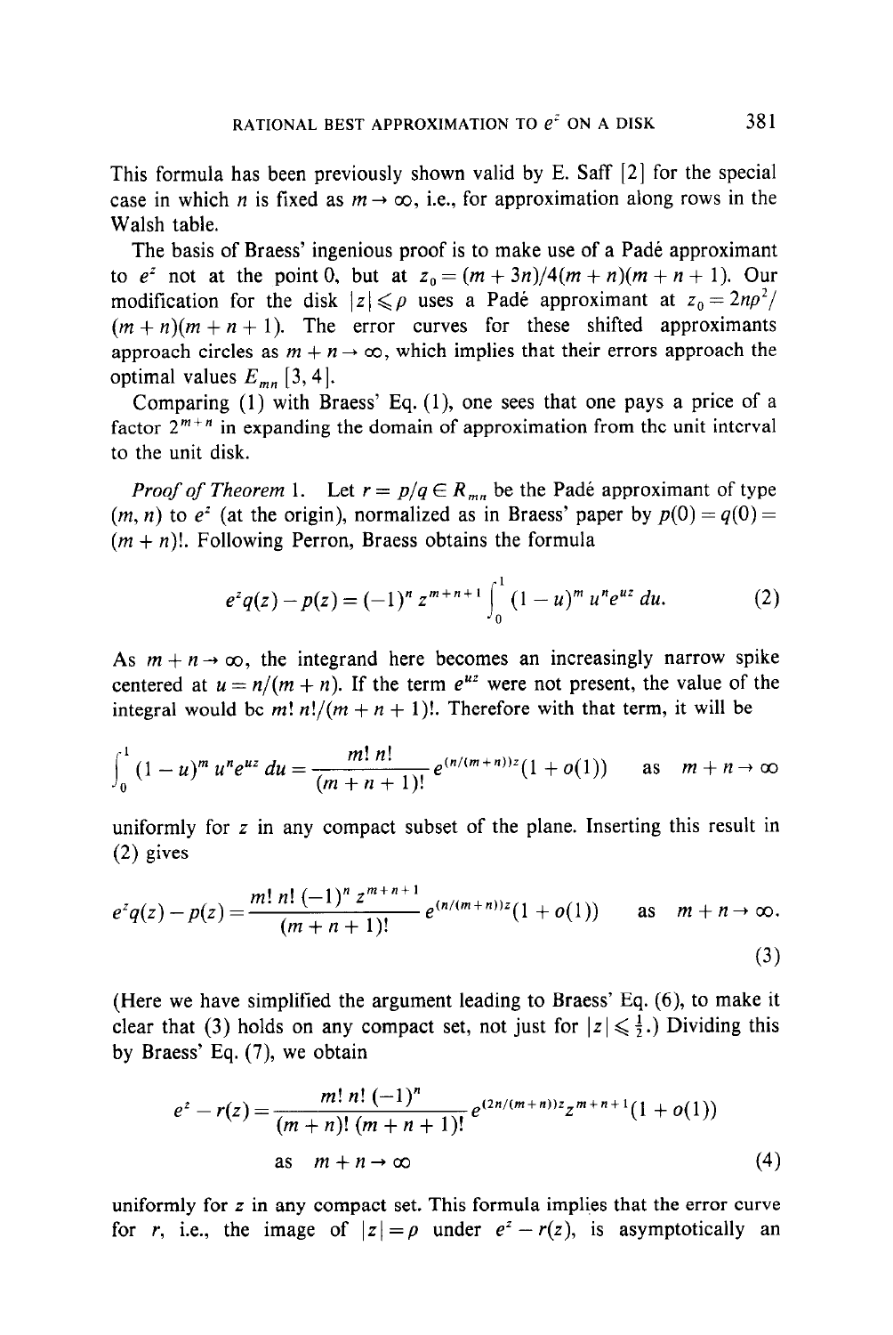This formula has been previously shown valid by E. Saff [2] for the special case in which $n$ is fixed as $m \to \infty$, i.e., for approximation along rows in the Walsh table.

The basis of Braess' ingenious proof is to make use of a Padé approximant to $e^z$ not at the point 0, but at $z_0 = (m+3n)/4(m+n)(m+n+1)$. Our modification for the disk $|z| \leqslant \rho$ uses a Padé approximant at $z_0 = 2n\rho^2/(m+n)(m+n+1)$. The error curves for these shifted approximants approach circles as $m+n \to \infty$, which implies that their errors approach the optimal values $E_{mn}$ [3, 4].

Comparing (1) with Braess' Eq. (1), one sees that one pays a price of a factor $2^{m+n}$ in expanding the domain of approximation from the unit interval to the unit disk.

*Proof of Theorem* 1. Let $r = p/q \in R_{mn}$ be the Padé approximant of type $(m, n)$ to $e^z$ (at the origin), normalized as in Braess' paper by $p(0) = q(0) = (m+n)!$. Following Perron, Braess obtains the formula

$$e^z q(z) - p(z) = (-1)^n z^{m+n+1} \int_0^1 (1-u)^m u^n e^{uz} \, du. \tag{2}$$

As $m+n \to \infty$, the integrand here becomes an increasingly narrow spike centered at $u = n/(m+n)$. If the term $e^{uz}$ were not present, the value of the integral would be $m!\, n!/(m+n+1)!$. Therefore with that term, it will be

$$\int_0^1 (1-u)^m u^n e^{uz} \, du = \frac{m!\, n!}{(m+n+1)!} e^{(n/(m+n))z}(1+o(1)) \qquad \text{as} \quad m+n \to \infty$$

uniformly for $z$ in any compact subset of the plane. Inserting this result in (2) gives

$$e^z q(z) - p(z) = \frac{m!\, n!\, (-1)^n z^{m+n+1}}{(m+n+1)!} e^{(n/(m+n))z}(1+o(1)) \qquad \text{as} \quad m+n \to \infty. \tag{3}$$

(Here we have simplified the argument leading to Braess' Eq. (6), to make it clear that (3) holds on any compact set, not just for $|z| \leqslant \frac{1}{2}$.) Dividing this by Braess' Eq. (7), we obtain

$$e^z - r(z) = \frac{m!\, n!\, (-1)^n}{(m+n)!\, (m+n+1)!} e^{(2n/(m+n))z} z^{m+n+1}(1+o(1))$$
$$\text{as} \quad m+n \to \infty \tag{4}$$

uniformly for $z$ in any compact set. This formula implies that the error curve for $r$, i.e., the image of $|z| = \rho$ under $e^z - r(z)$, is asymptotically an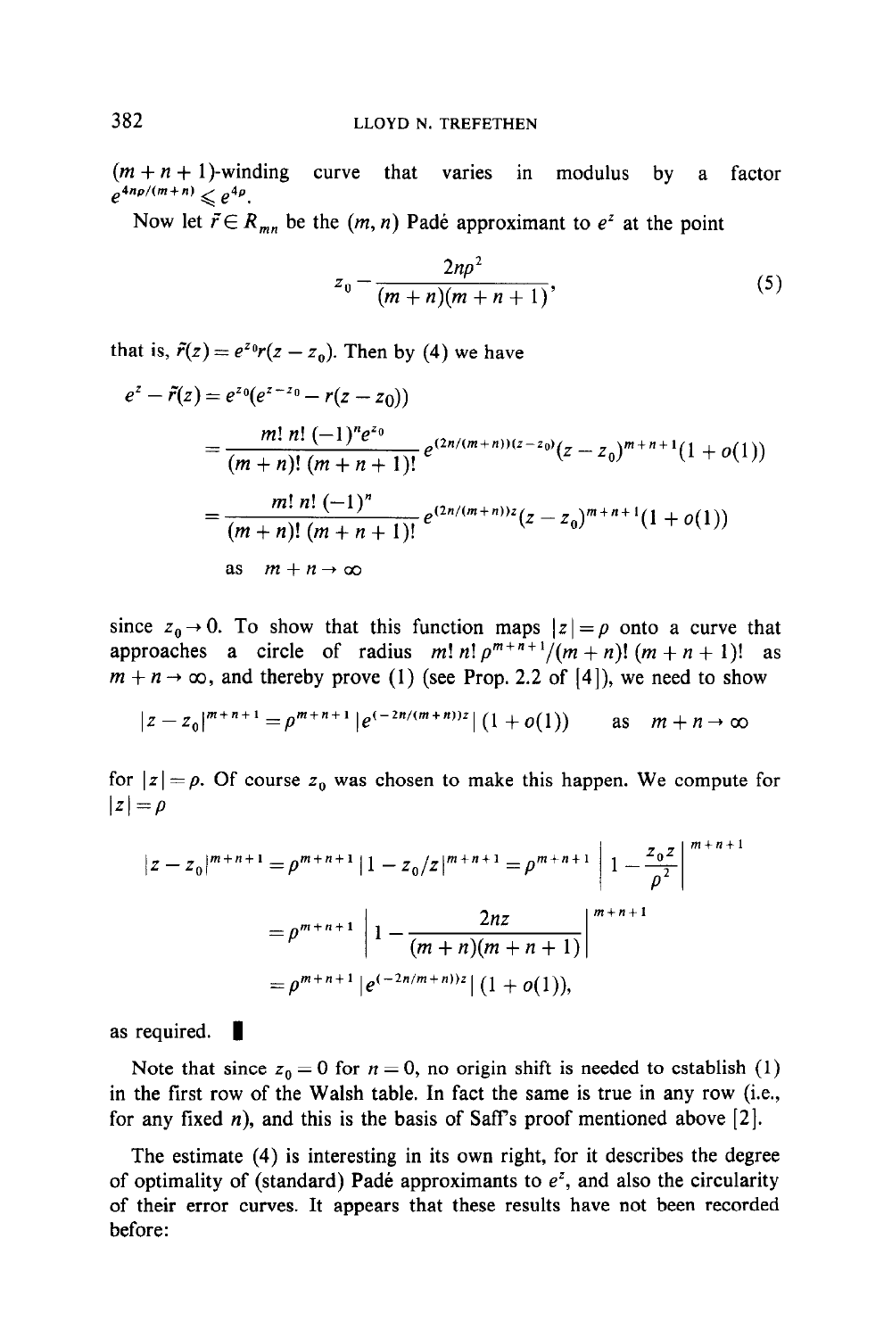$(m+n+1)$-winding curve that varies in modulus by a factor $e^{4n\rho/(m+n)} \leqslant e^{4\rho}$.

Now let $\tilde{r} \in R_{mn}$ be the $(m, n)$ Padé approximant to $e^z$ at the point

$$z_0 = \frac{2n\rho^2}{(m+n)(m+n+1)}, \tag{5}$$

that is, $\tilde{r}(z) = e^{z_0} r(z - z_0)$. Then by (4) we have

$$\begin{aligned}
e^z - \tilde{r}(z) &= e^{z_0}(e^{z-z_0} - r(z - z_0)) \\
&= \frac{m!\, n!\, (-1)^n e^{z_0}}{(m+n)!\, (m+n+1)!} e^{(2n/(m+n))(z-z_0)} (z - z_0)^{m+n+1}(1 + o(1)) \\
&= \frac{m!\, n!\, (-1)^n}{(m+n)!\, (m+n+1)!} e^{(2n/(m+n))z} (z - z_0)^{m+n+1}(1 + o(1)) \\
&\quad \text{as} \quad m + n \to \infty
\end{aligned}$$

since $z_0 \to 0$. To show that this function maps $|z| = \rho$ onto a curve that approaches a circle of radius $m!\, n!\, \rho^{m+n+1}/(m+n)!\, (m+n+1)!$ as $m + n \to \infty$, and thereby prove (1) (see Prop. 2.2 of [4]), we need to show

$$|z - z_0|^{m+n+1} = \rho^{m+n+1} \, |e^{(-2n/(m+n))z}| \, (1 + o(1)) \qquad \text{as} \quad m + n \to \infty$$

for $|z| = \rho$. Of course $z_0$ was chosen to make this happen. We compute for $|z| = \rho$

$$\begin{aligned}
|z - z_0|^{m+n+1} &= \rho^{m+n+1} \, |1 - z_0/z|^{m+n+1} = \rho^{m+n+1} \left| 1 - \frac{z_0 \bar{z}}{\rho^2} \right|^{m+n+1} \\
&= \rho^{m+n+1} \left| 1 - \frac{2n\bar{z}}{(m+n)(m+n+1)} \right|^{m+n+1} \\
&= \rho^{m+n+1} \, |e^{(-2n/m+n))z}| \, (1 + o(1)),
\end{aligned}$$

as required. ∎

Note that since $z_0 = 0$ for $n = 0$, no origin shift is needed to establish (1) in the first row of the Walsh table. In fact the same is true in any row (i.e., for any fixed $n$), and this is the basis of Saff's proof mentioned above [2].

The estimate (4) is interesting in its own right, for it describes the degree of optimality of (standard) Padé approximants to $e^z$, and also the circularity of their error curves. It appears that these results have not been recorded before: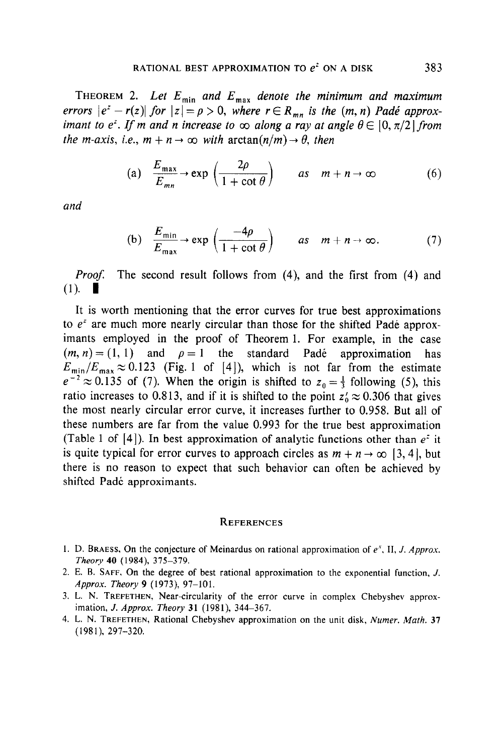**Theorem 2.** *Let $E_{\min}$ and $E_{\max}$ denote the minimum and maximum errors $|e^z - r(z)|$ for $|z| = \rho > 0$, where $r \in R_{mn}$ is the $(m, n)$ Padé approximant to $e^z$. If $m$ and $n$ increase to $\infty$ along a ray at angle $\theta \in [0, \pi/2]$ from the $m$-axis, i.e., $m + n \to \infty$ with $\arctan(n/m) \to \theta$, then*

$$\text{(a)} \quad \frac{E_{\max}}{E_{mn}} \to \exp\left(\frac{2\rho}{1 + \cot\theta}\right) \qquad as \quad m + n \to \infty \tag{6}$$

*and*

$$\text{(b)} \quad \frac{E_{\min}}{E_{\max}} \to \exp\left(\frac{-4\rho}{1 + \cot\theta}\right) \qquad as \quad m + n \to \infty. \tag{7}$$

*Proof.* The second result follows from (4), and the first from (4) and (1). ∎

It is worth mentioning that the error curves for true best approximations to $e^z$ are much more nearly circular than those for the shifted Padé approximants employed in the proof of Theorem 1. For example, in the case $(m, n) = (1, 1)$ and $\rho = 1$ the standard Padé approximation has $E_{\min}/E_{\max} \approx 0.123$ (Fig. 1 of [4]), which is not far from the estimate $e^{-2} \approx 0.135$ of (7). When the origin is shifted to $z_0 = \frac{1}{3}$ following (5), this ratio increases to 0.813, and if it is shifted to the point $z_0' \approx 0.306$ that gives the most nearly circular error curve, it increases further to 0.958. But all of these numbers are far from the value 0.993 for the true best approximation (Table 1 of [4]). In best approximation of analytic functions other than $e^z$ it is quite typical for error curves to approach circles as $m + n \to \infty$ [3, 4], but there is no reason to expect that such behavior can often be achieved by shifted Padé approximants.

## References

1. D. Braess, On the conjecture of Meinardus on rational approximation of $e^x$, II, *J. Approx. Theory* **40** (1984), 375–379.
2. E. B. Saff, On the degree of best rational approximation to the exponential function, *J. Approx. Theory* **9** (1973), 97–101.
3. L. N. Trefethen, Near-circularity of the error curve in complex Chebyshev approximation, *J. Approx. Theory* **31** (1981), 344–367.
4. L. N. Trefethen, Rational Chebyshev approximation on the unit disk, *Numer. Math.* **37** (1981), 297–320.